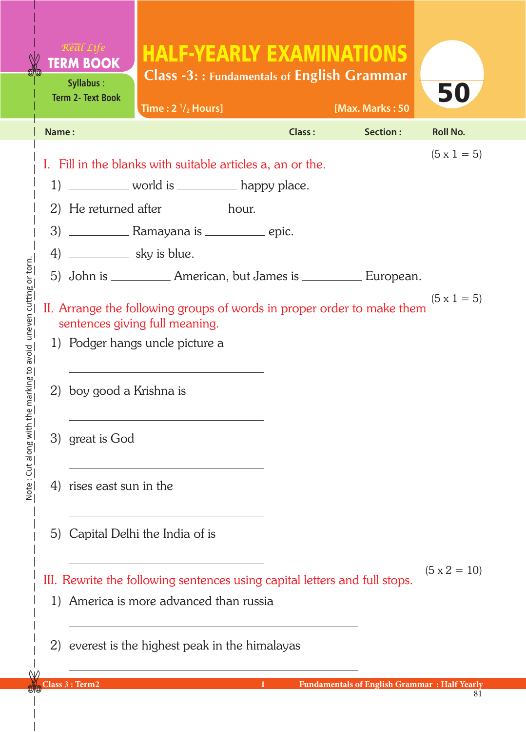Real Life
**TERM BOOK**

Syllabus : Term 2- Text Book

# HALF-YEARLY EXAMINATIONS

## Class -3: : Fundamentals of English Grammar

Time : 2 $^1/_2$ Hours] [Max. Marks : 50

**50**

Name : Class : Section : Roll No.

### I. Fill in the blanks with suitable articles a, an or the. (5 x 1 = 5)

1) __________ world is __________ happy place.

2) He returned after __________ hour.

3) __________ Ramayana is __________ epic.

4) __________ sky is blue.

5) John is __________ American, but James is __________ European.

### II. Arrange the following groups of words in proper order to make them sentences giving full meaning. (5 x 1 = 5)

1) Podger hangs uncle picture a

______________________________

2) boy good a Krishna is

______________________________

3) great is God

______________________________

4) rises east sun in the

______________________________

5) Capital Delhi the India of is

______________________________

### III. Rewrite the following sentences using capital letters and full stops. (5 x 2 = 10)

1) America is more advanced than russia

______________________________

2) everest is the highest peak in the himalayas

______________________________

Note : Cut along with the marking to avoid uneven cutting or torn.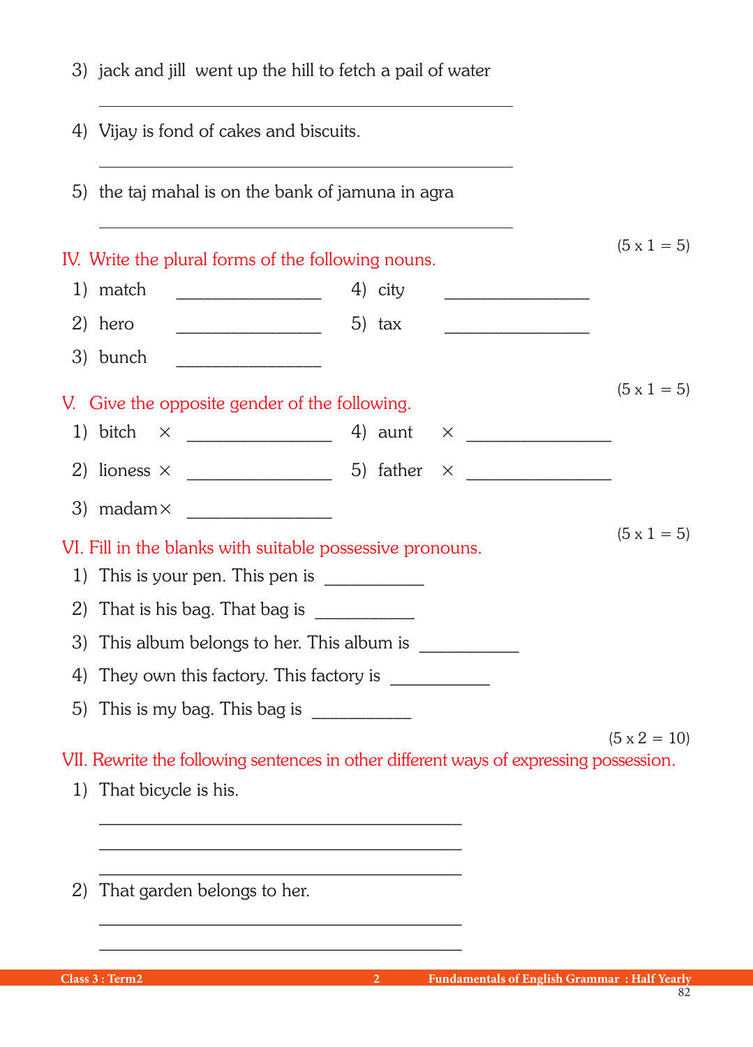3) jack and jill  went up the hill to fetch a pail of water

______________________________________________

4) Vijay is fond of cakes and biscuits.

______________________________________________

5) the taj mahal is on the bank of jamuna in agra

______________________________________________

(5 x 1 = 5)

## IV. Write the plural forms of the following nouns.

1) match ________________    4) city ________________

2) hero ________________    5) tax ________________

3) bunch ________________

(5 x 1 = 5)

## V. Give the opposite gender of the following.

1) bitch × ________________    4) aunt × ________________

2) lioness × ________________    5) father × ________________

3) madam × ________________

(5 x 1 = 5)

## VI. Fill in the blanks with suitable possessive pronouns.

1) This is your pen. This pen is ___________

2) That is his bag. That bag is ___________

3) This album belongs to her. This album is ___________

4) They own this factory. This factory is ___________

5) This is my bag. This bag is ___________

(5 x 2 = 10)

## VII. Rewrite the following sentences in other different ways of expressing possession.

1) That bicycle is his.

________________________________________

________________________________________

________________________________________

2) That garden belongs to her.

________________________________________

________________________________________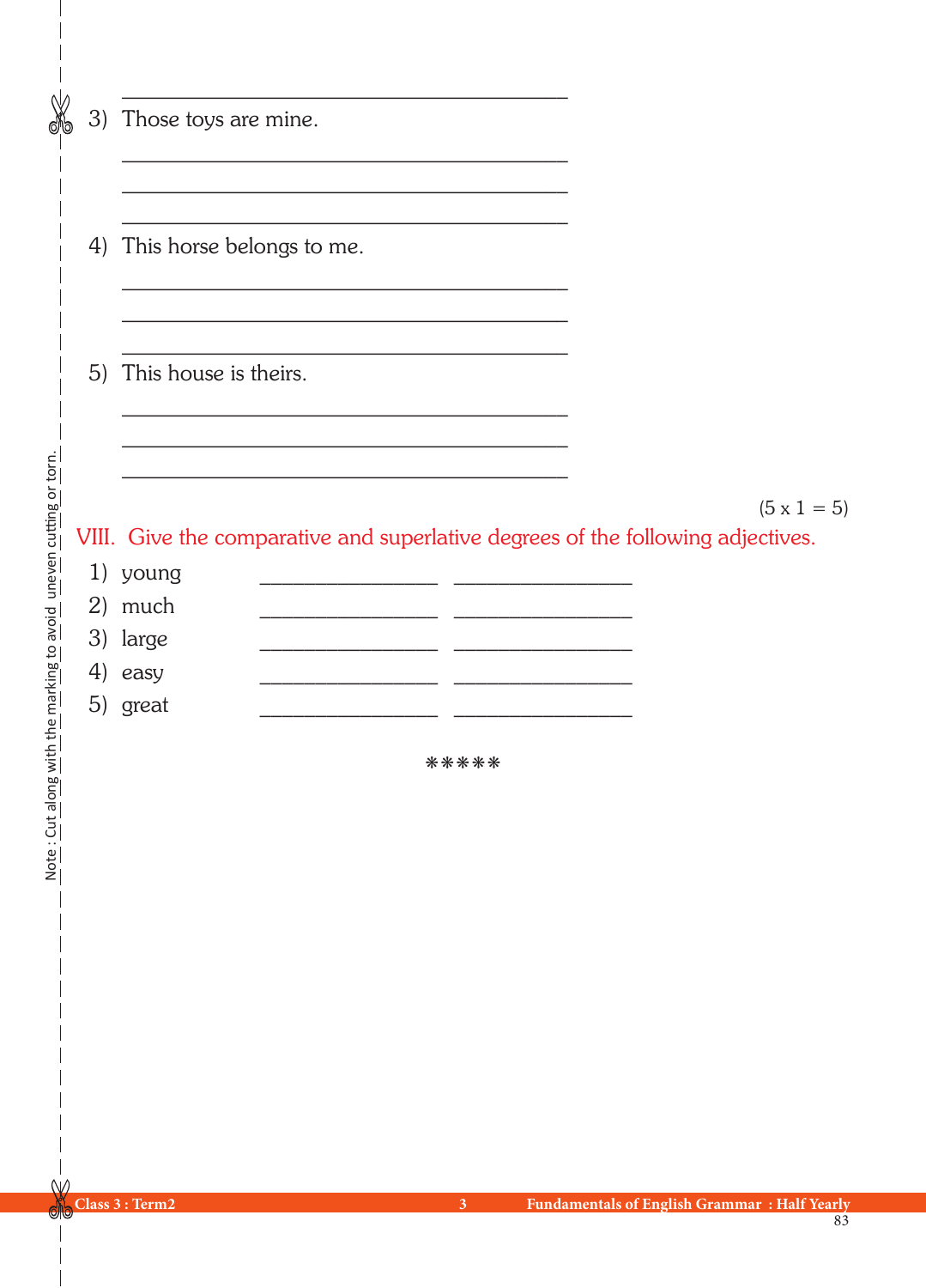_______________________________________________

3) Those toys are mine.

_______________________________________________

_______________________________________________

_______________________________________________

4) This horse belongs to me.

_______________________________________________

_______________________________________________

_______________________________________________

5) This house is theirs.

_______________________________________________

_______________________________________________

_______________________________________________

(5 x 1 = 5)

## VIII. Give the comparative and superlative degrees of the following adjectives.

1) young ________________ ________________

2) much ________________ ________________

3) large ________________ ________________

4) easy ________________ ________________

5) great ________________ ________________

*****